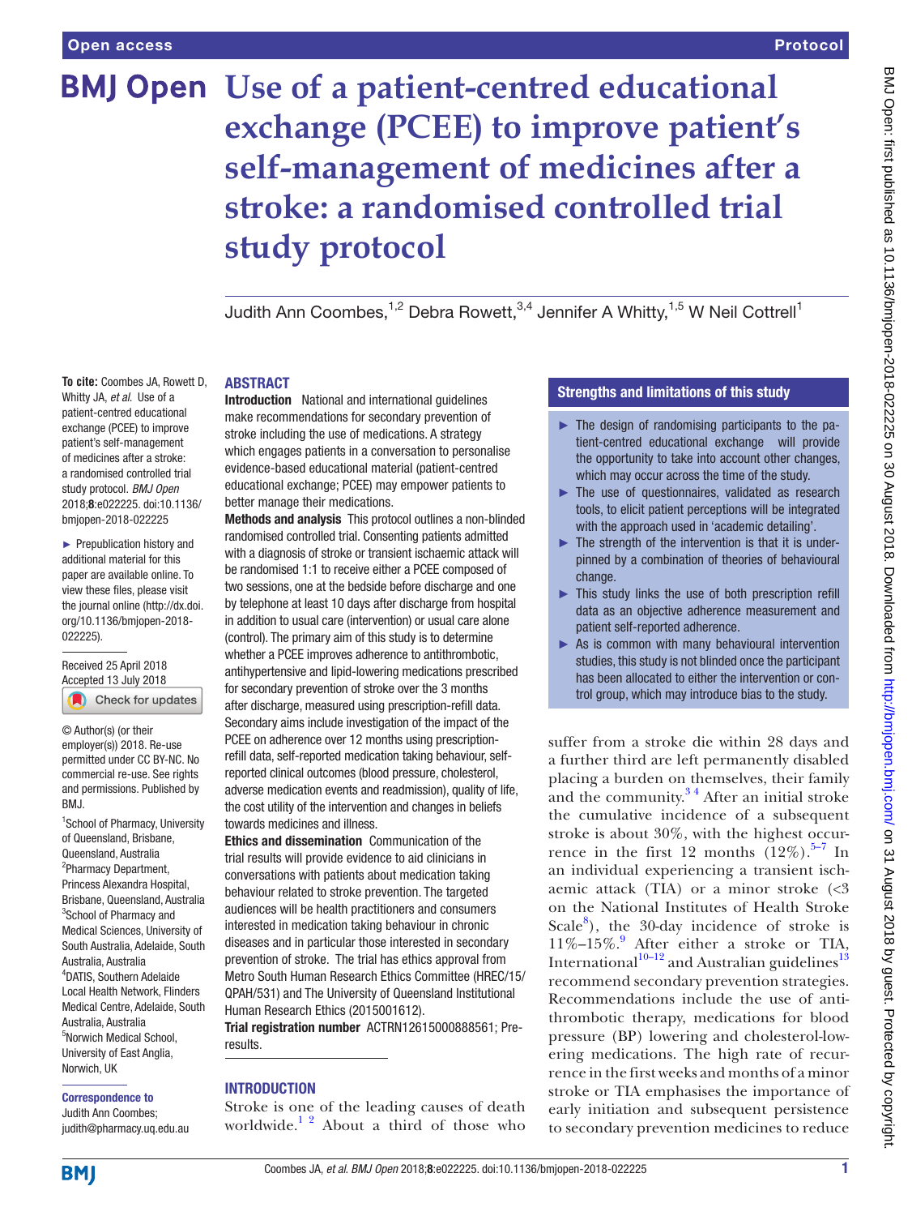Open access

Protocol

# Use of a patient-centred educational exchange (PCEE) to improve patient's self-management of medicines after a stroke: a randomised controlled trial study protocol

Judith Ann Coombes,[1,2] Debra Rowett,[3,4] Jennifer A Whitty,[1,5] W Neil Cottrell[1]

**To cite:** Coombes JA, Rowett D, Whitty JA, *et al*. Use of a patient-centred educational exchange (PCEE) to improve patient's self-management of medicines after a stroke: a randomised controlled trial study protocol. *BMJ Open* 2018;**8**:e022225. doi:10.1136/bmjopen-2018-022225

► Prepublication history and additional material for this paper are available online. To view these files, please visit the journal online (http://dx.doi.org/10.1136/bmjopen-2018-022225).

Received 25 April 2018
Accepted 13 July 2018

© Author(s) (or their employer(s)) 2018. Re-use permitted under CC BY-NC. No commercial re-use. See rights and permissions. Published by BMJ.

[1]School of Pharmacy, University of Queensland, Brisbane, Queensland, Australia
[2]Pharmacy Department, Princess Alexandra Hospital, Brisbane, Queensland, Australia
[3]School of Pharmacy and Medical Sciences, University of South Australia, Adelaide, South Australia, Australia
[4]DATIS, Southern Adelaide Local Health Network, Flinders Medical Centre, Adelaide, South Australia, Australia
[5]Norwich Medical School, University of East Anglia, Norwich, UK

**Correspondence to**
Judith Ann Coombes;
judith@pharmacy.uq.edu.au

## ABSTRACT

**Introduction** National and international guidelines make recommendations for secondary prevention of stroke including the use of medications. A strategy which engages patients in a conversation to personalise evidence-based educational material (patient-centred educational exchange; PCEE) may empower patients to better manage their medications.

**Methods and analysis** This protocol outlines a non-blinded randomised controlled trial. Consenting patients admitted with a diagnosis of stroke or transient ischaemic attack will be randomised 1:1 to receive either a PCEE composed of two sessions, one at the bedside before discharge and one by telephone at least 10 days after discharge from hospital in addition to usual care (intervention) or usual care alone (control). The primary aim of this study is to determine whether a PCEE improves adherence to antithrombotic, antihypertensive and lipid-lowering medications prescribed for secondary prevention of stroke over the 3 months after discharge, measured using prescription-refill data. Secondary aims include investigation of the impact of the PCEE on adherence over 12 months using prescription-refill data, self-reported medication taking behaviour, self-reported clinical outcomes (blood pressure, cholesterol, adverse medication events and readmission), quality of life, the cost utility of the intervention and changes in beliefs towards medicines and illness.

**Ethics and dissemination** Communication of the trial results will provide evidence to aid clinicians in conversations with patients about medication taking behaviour related to stroke prevention. The targeted audiences will be health practitioners and consumers interested in medication taking behaviour in chronic diseases and in particular those interested in secondary prevention of stroke. The trial has ethics approval from Metro South Human Research Ethics Committee (HREC/15/QPAH/531) and The University of Queensland Institutional Human Research Ethics (2015001612).

**Trial registration number** ACTRN12615000888561; Pre-results.

### Strengths and limitations of this study

- ► The design of randomising participants to the patient-centred educational exchange will provide the opportunity to take into account other changes, which may occur across the time of the study.
- ► The use of questionnaires, validated as research tools, to elicit patient perceptions will be integrated with the approach used in 'academic detailing'.
- ► The strength of the intervention is that it is underpinned by a combination of theories of behavioural change.
- ► This study links the use of both prescription refill data as an objective adherence measurement and patient self-reported adherence.
- ► As is common with many behavioural intervention studies, this study is not blinded once the participant has been allocated to either the intervention or control group, which may introduce bias to the study.

## INTRODUCTION

Stroke is one of the leading causes of death worldwide.[1,2] About a third of those who suffer from a stroke die within 28 days and a further third are left permanently disabled placing a burden on themselves, their family and the community.[3,4] After an initial stroke the cumulative incidence of a subsequent stroke is about 30%, with the highest occurrence in the first 12 months (12%).[5–7] In an individual experiencing a transient ischaemic attack (TIA) or a minor stroke (<3 on the National Institutes of Health Stroke Scale[8]), the 30-day incidence of stroke is 11%–15%.[9] After either a stroke or TIA, International[10–12] and Australian guidelines[13] recommend secondary prevention strategies. Recommendations include the use of antithrombotic therapy, medications for blood pressure (BP) lowering and cholesterol-lowering medications. The high rate of recurrence in the first weeks and months of a minor stroke or TIA emphasises the importance of early initiation and subsequent persistence to secondary prevention medicines to reduce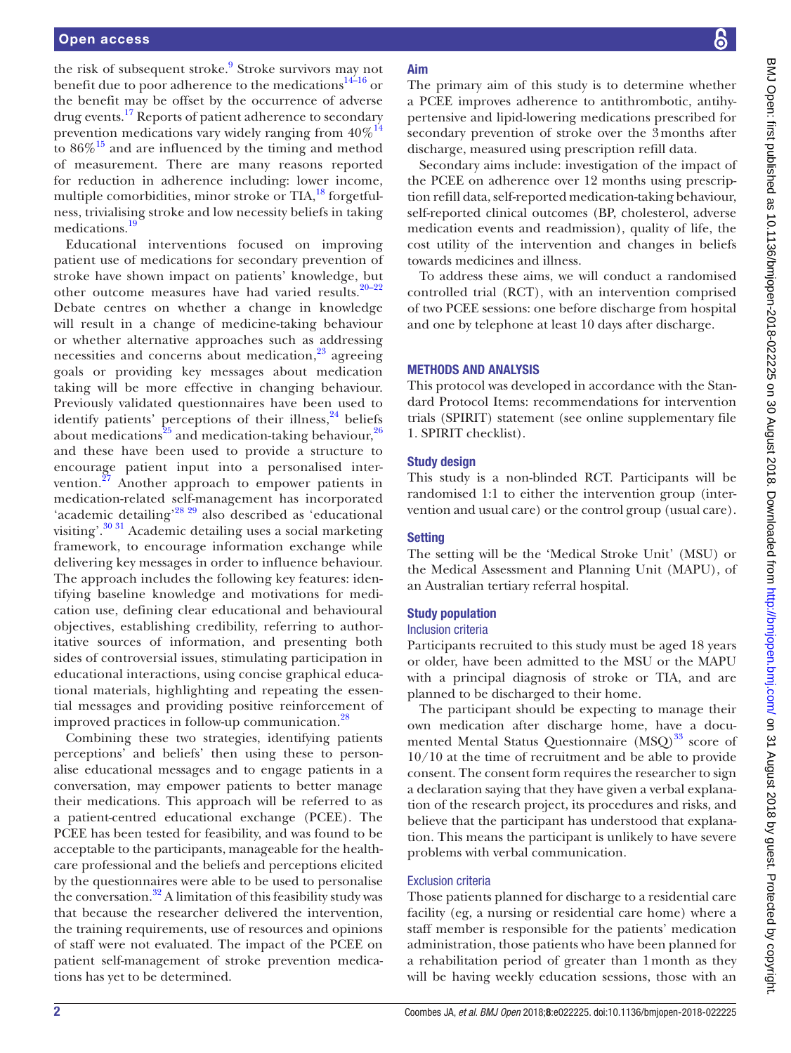the risk of subsequent stroke.[9] Stroke survivors may not benefit due to poor adherence to the medications[14–16] or the benefit may be offset by the occurrence of adverse drug events.[17] Reports of patient adherence to secondary prevention medications vary widely ranging from 40%[14] to 86%[15] and are influenced by the timing and method of measurement. There are many reasons reported for reduction in adherence including: lower income, multiple comorbidities, minor stroke or TIA,[18] forgetfulness, trivialising stroke and low necessity beliefs in taking medications.[19]

Educational interventions focused on improving patient use of medications for secondary prevention of stroke have shown impact on patients' knowledge, but other outcome measures have had varied results.[20–22] Debate centres on whether a change in knowledge will result in a change of medicine-taking behaviour or whether alternative approaches such as addressing necessities and concerns about medication,[23] agreeing goals or providing key messages about medication taking will be more effective in changing behaviour. Previously validated questionnaires have been used to identify patients' perceptions of their illness,[24] beliefs about medications[25] and medication-taking behaviour,[26] and these have been used to provide a structure to encourage patient input into a personalised intervention.[27] Another approach to empower patients in medication-related self-management has incorporated 'academic detailing'[28 29] also described as 'educational visiting'.[30 31] Academic detailing uses a social marketing framework, to encourage information exchange while delivering key messages in order to influence behaviour. The approach includes the following key features: identifying baseline knowledge and motivations for medication use, defining clear educational and behavioural objectives, establishing credibility, referring to authoritative sources of information, and presenting both sides of controversial issues, stimulating participation in educational interactions, using concise graphical educational materials, highlighting and repeating the essential messages and providing positive reinforcement of improved practices in follow-up communication.[28]

Combining these two strategies, identifying patients perceptions' and beliefs' then using these to personalise educational messages and to engage patients in a conversation, may empower patients to better manage their medications. This approach will be referred to as a patient-centred educational exchange (PCEE). The PCEE has been tested for feasibility, and was found to be acceptable to the participants, manageable for the healthcare professional and the beliefs and perceptions elicited by the questionnaires were able to be used to personalise the conversation.[32] A limitation of this feasibility study was that because the researcher delivered the intervention, the training requirements, use of resources and opinions of staff were not evaluated. The impact of the PCEE on patient self-management of stroke prevention medications has yet to be determined.

## Aim

The primary aim of this study is to determine whether a PCEE improves adherence to antithrombotic, antihypertensive and lipid-lowering medications prescribed for secondary prevention of stroke over the 3 months after discharge, measured using prescription refill data.

Secondary aims include: investigation of the impact of the PCEE on adherence over 12 months using prescription refill data, self-reported medication-taking behaviour, self-reported clinical outcomes (BP, cholesterol, adverse medication events and readmission), quality of life, the cost utility of the intervention and changes in beliefs towards medicines and illness.

To address these aims, we will conduct a randomised controlled trial (RCT), with an intervention comprised of two PCEE sessions: one before discharge from hospital and one by telephone at least 10 days after discharge.

## METHODS AND ANALYSIS

This protocol was developed in accordance with the Standard Protocol Items: recommendations for intervention trials (SPIRIT) statement (see online supplementary file 1. SPIRIT checklist).

### Study design

This study is a non-blinded RCT. Participants will be randomised 1:1 to either the intervention group (intervention and usual care) or the control group (usual care).

### Setting

The setting will be the 'Medical Stroke Unit' (MSU) or the Medical Assessment and Planning Unit (MAPU), of an Australian tertiary referral hospital.

### Study population

#### Inclusion criteria

Participants recruited to this study must be aged 18 years or older, have been admitted to the MSU or the MAPU with a principal diagnosis of stroke or TIA, and are planned to be discharged to their home.

The participant should be expecting to manage their own medication after discharge home, have a documented Mental Status Questionnaire (MSQ)[33] score of 10/10 at the time of recruitment and be able to provide consent. The consent form requires the researcher to sign a declaration saying that they have given a verbal explanation of the research project, its procedures and risks, and believe that the participant has understood that explanation. This means the participant is unlikely to have severe problems with verbal communication.

#### Exclusion criteria

Those patients planned for discharge to a residential care facility (eg, a nursing or residential care home) where a staff member is responsible for the patients' medication administration, those patients who have been planned for a rehabilitation period of greater than 1 month as they will be having weekly education sessions, those with an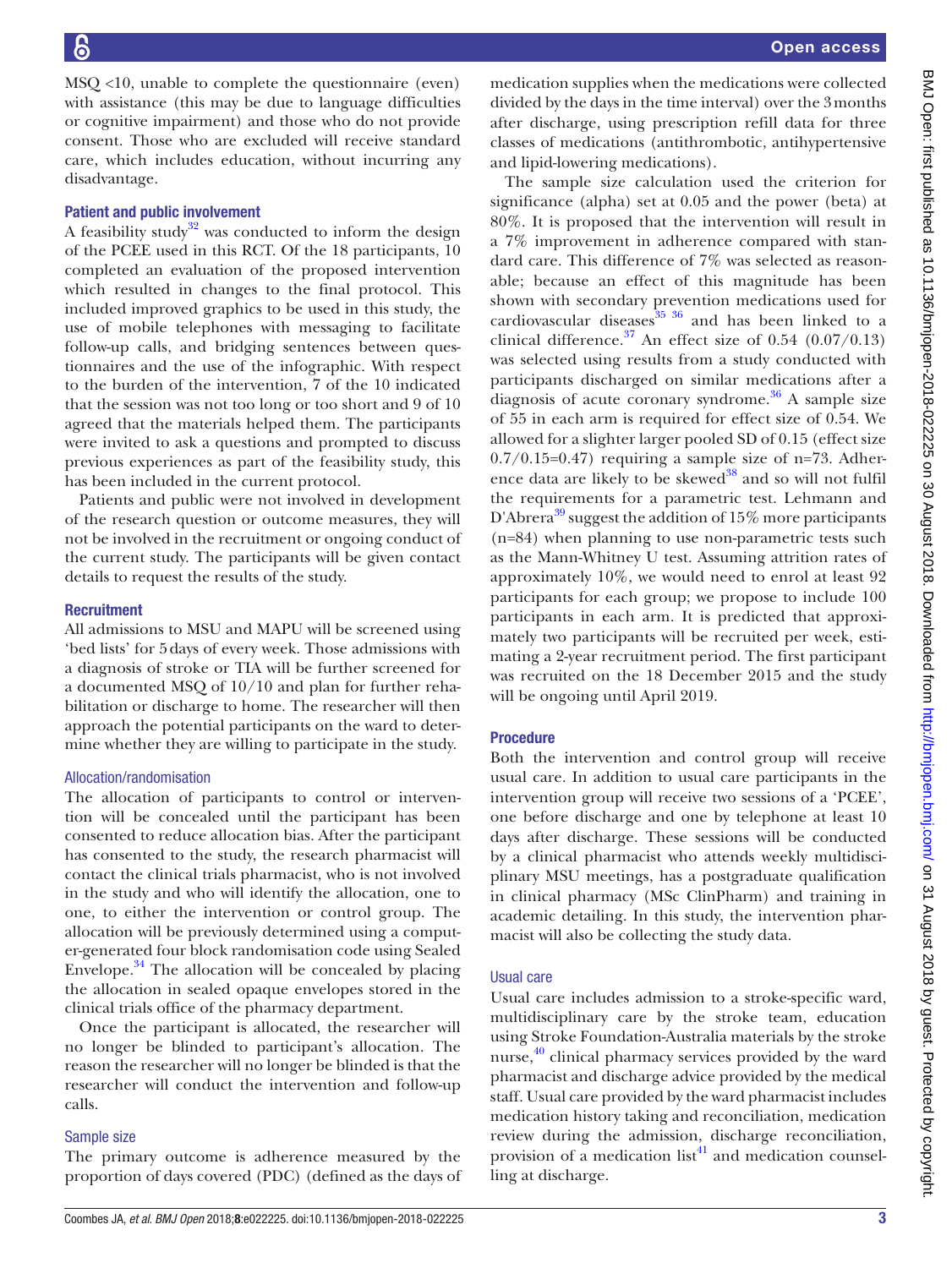MSQ <10, unable to complete the questionnaire (even) with assistance (this may be due to language difficulties or cognitive impairment) and those who do not provide consent. Those who are excluded will receive standard care, which includes education, without incurring any disadvantage.

### Patient and public involvement

A feasibility study[32] was conducted to inform the design of the PCEE used in this RCT. Of the 18 participants, 10 completed an evaluation of the proposed intervention which resulted in changes to the final protocol. This included improved graphics to be used in this study, the use of mobile telephones with messaging to facilitate follow-up calls, and bridging sentences between questionnaires and the use of the infographic. With respect to the burden of the intervention, 7 of the 10 indicated that the session was not too long or too short and 9 of 10 agreed that the materials helped them. The participants were invited to ask a questions and prompted to discuss previous experiences as part of the feasibility study, this has been included in the current protocol.

Patients and public were not involved in development of the research question or outcome measures, they will not be involved in the recruitment or ongoing conduct of the current study. The participants will be given contact details to request the results of the study.

### Recruitment

All admissions to MSU and MAPU will be screened using 'bed lists' for 5 days of every week. Those admissions with a diagnosis of stroke or TIA will be further screened for a documented MSQ of 10/10 and plan for further rehabilitation or discharge to home. The researcher will then approach the potential participants on the ward to determine whether they are willing to participate in the study.

#### Allocation/randomisation

The allocation of participants to control or intervention will be concealed until the participant has been consented to reduce allocation bias. After the participant has consented to the study, the research pharmacist will contact the clinical trials pharmacist, who is not involved in the study and who will identify the allocation, one to one, to either the intervention or control group. The allocation will be previously determined using a computer-generated four block randomisation code using Sealed Envelope.[34] The allocation will be concealed by placing the allocation in sealed opaque envelopes stored in the clinical trials office of the pharmacy department.

Once the participant is allocated, the researcher will no longer be blinded to participant's allocation. The reason the researcher will no longer be blinded is that the researcher will conduct the intervention and follow-up calls.

#### Sample size

The primary outcome is adherence measured by the proportion of days covered (PDC) (defined as the days of medication supplies when the medications were collected divided by the days in the time interval) over the 3 months after discharge, using prescription refill data for three classes of medications (antithrombotic, antihypertensive and lipid-lowering medications).

The sample size calculation used the criterion for significance (alpha) set at 0.05 and the power (beta) at 80%. It is proposed that the intervention will result in a 7% improvement in adherence compared with standard care. This difference of 7% was selected as reasonable; because an effect of this magnitude has been shown with secondary prevention medications used for cardiovascular diseases[35 36] and has been linked to a clinical difference.[37] An effect size of 0.54 (0.07/0.13) was selected using results from a study conducted with participants discharged on similar medications after a diagnosis of acute coronary syndrome.[36] A sample size of 55 in each arm is required for effect size of 0.54. We allowed for a slighter larger pooled SD of 0.15 (effect size 0.7/0.15=0.47) requiring a sample size of n=73. Adherence data are likely to be skewed[38] and so will not fulfil the requirements for a parametric test. Lehmann and D'Abrera[39] suggest the addition of 15% more participants (n=84) when planning to use non-parametric tests such as the Mann-Whitney U test. Assuming attrition rates of approximately 10%, we would need to enrol at least 92 participants for each group; we propose to include 100 participants in each arm. It is predicted that approximately two participants will be recruited per week, estimating a 2-year recruitment period. The first participant was recruited on the 18 December 2015 and the study will be ongoing until April 2019.

### Procedure

Both the intervention and control group will receive usual care. In addition to usual care participants in the intervention group will receive two sessions of a 'PCEE', one before discharge and one by telephone at least 10 days after discharge. These sessions will be conducted by a clinical pharmacist who attends weekly multidisciplinary MSU meetings, has a postgraduate qualification in clinical pharmacy (MSc ClinPharm) and training in academic detailing. In this study, the intervention pharmacist will also be collecting the study data.

#### Usual care

Usual care includes admission to a stroke-specific ward, multidisciplinary care by the stroke team, education using Stroke Foundation-Australia materials by the stroke nurse,[40] clinical pharmacy services provided by the ward pharmacist and discharge advice provided by the medical staff. Usual care provided by the ward pharmacist includes medication history taking and reconciliation, medication review during the admission, discharge reconciliation, provision of a medication list[41] and medication counselling at discharge.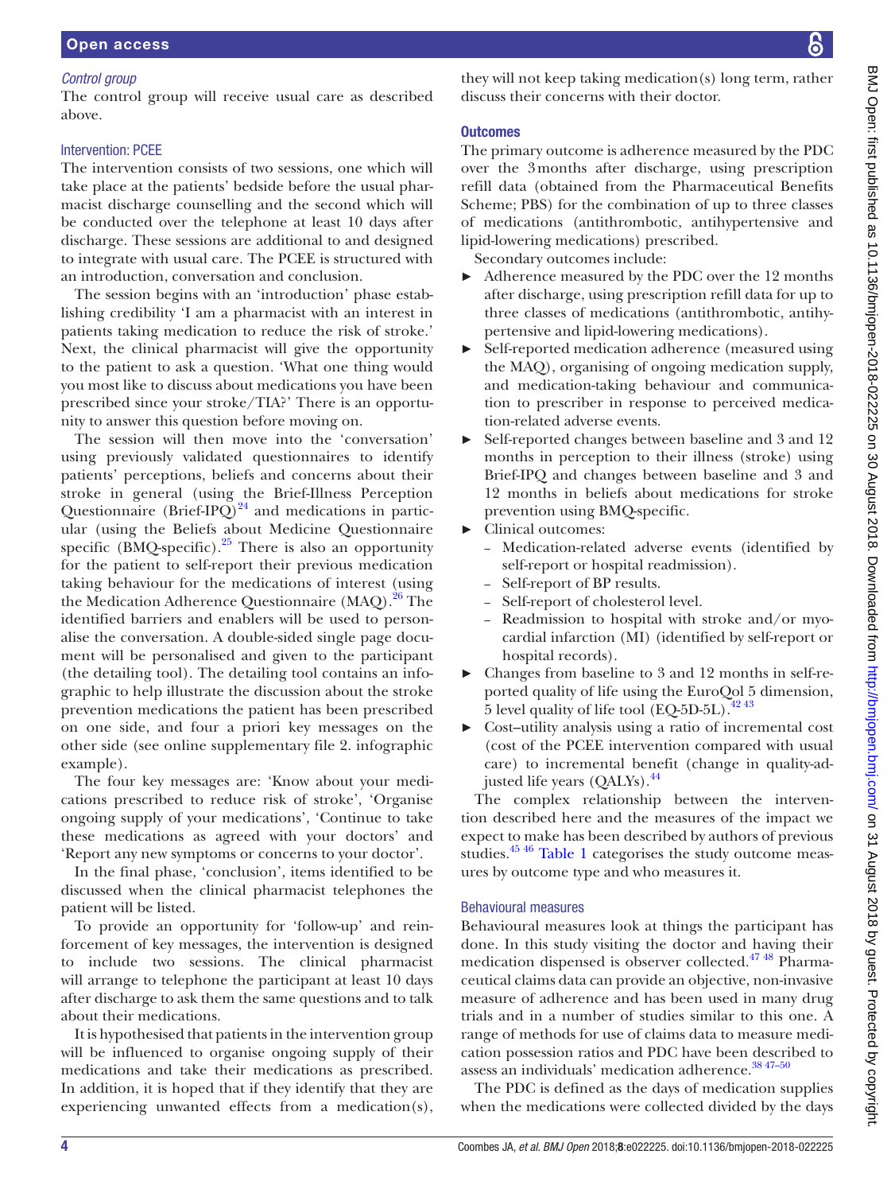#### *Control group*

The control group will receive usual care as described above.

### Intervention: PCEE

The intervention consists of two sessions, one which will take place at the patients' bedside before the usual pharmacist discharge counselling and the second which will be conducted over the telephone at least 10 days after discharge. These sessions are additional to and designed to integrate with usual care. The PCEE is structured with an introduction, conversation and conclusion.

The session begins with an 'introduction' phase establishing credibility 'I am a pharmacist with an interest in patients taking medication to reduce the risk of stroke.' Next, the clinical pharmacist will give the opportunity to the patient to ask a question. 'What one thing would you most like to discuss about medications you have been prescribed since your stroke/TIA?' There is an opportunity to answer this question before moving on.

The session will then move into the 'conversation' using previously validated questionnaires to identify patients' perceptions, beliefs and concerns about their stroke in general (using the Brief-Illness Perception Questionnaire (Brief-IPQ)[24] and medications in particular (using the Beliefs about Medicine Questionnaire specific (BMQ-specific).[25] There is also an opportunity for the patient to self-report their previous medication taking behaviour for the medications of interest (using the Medication Adherence Questionnaire (MAQ).[26] The identified barriers and enablers will be used to personalise the conversation. A double-sided single page document will be personalised and given to the participant (the detailing tool). The detailing tool contains an infographic to help illustrate the discussion about the stroke prevention medications the patient has been prescribed on one side, and four a priori key messages on the other side (see online supplementary file 2. infographic example).

The four key messages are: 'Know about your medications prescribed to reduce risk of stroke', 'Organise ongoing supply of your medications', 'Continue to take these medications as agreed with your doctors' and 'Report any new symptoms or concerns to your doctor'.

In the final phase, 'conclusion', items identified to be discussed when the clinical pharmacist telephones the patient will be listed.

To provide an opportunity for 'follow-up' and reinforcement of key messages, the intervention is designed to include two sessions. The clinical pharmacist will arrange to telephone the participant at least 10 days after discharge to ask them the same questions and to talk about their medications.

It is hypothesised that patients in the intervention group will be influenced to organise ongoing supply of their medications and take their medications as prescribed. In addition, it is hoped that if they identify that they are experiencing unwanted effects from a medication(s), they will not keep taking medication(s) long term, rather discuss their concerns with their doctor.

## Outcomes

The primary outcome is adherence measured by the PDC over the 3 months after discharge, using prescription refill data (obtained from the Pharmaceutical Benefits Scheme; PBS) for the combination of up to three classes of medications (antithrombotic, antihypertensive and lipid-lowering medications) prescribed.

Secondary outcomes include:

- Adherence measured by the PDC over the 12 months after discharge, using prescription refill data for up to three classes of medications (antithrombotic, antihypertensive and lipid-lowering medications).
- Self-reported medication adherence (measured using the MAQ), organising of ongoing medication supply, and medication-taking behaviour and communication to prescriber in response to perceived medication-related adverse events.
- Self-reported changes between baseline and 3 and 12 months in perception to their illness (stroke) using Brief-IPQ and changes between baseline and 3 and 12 months in beliefs about medications for stroke prevention using BMQ-specific.
- Clinical outcomes:
  - Medication-related adverse events (identified by self-report or hospital readmission).
  - Self-report of BP results.
  - Self-report of cholesterol level.
  - Readmission to hospital with stroke and/or myocardial infarction (MI) (identified by self-report or hospital records).
- Changes from baseline to 3 and 12 months in self-reported quality of life using the EuroQol 5 dimension, 5 level quality of life tool (EQ-5D-5L).[42 43]
- Cost–utility analysis using a ratio of incremental cost (cost of the PCEE intervention compared with usual care) to incremental benefit (change in quality-adjusted life years (QALYs).[44]

The complex relationship between the intervention described here and the measures of the impact we expect to make has been described by authors of previous studies.[45 46] Table 1 categorises the study outcome measures by outcome type and who measures it.

### Behavioural measures

Behavioural measures look at things the participant has done. In this study visiting the doctor and having their medication dispensed is observer collected.[47 48] Pharmaceutical claims data can provide an objective, non-invasive measure of adherence and has been used in many drug trials and in a number of studies similar to this one. A range of methods for use of claims data to measure medication possession ratios and PDC have been described to assess an individuals' medication adherence.[38 47–50]

The PDC is defined as the days of medication supplies when the medications were collected divided by the days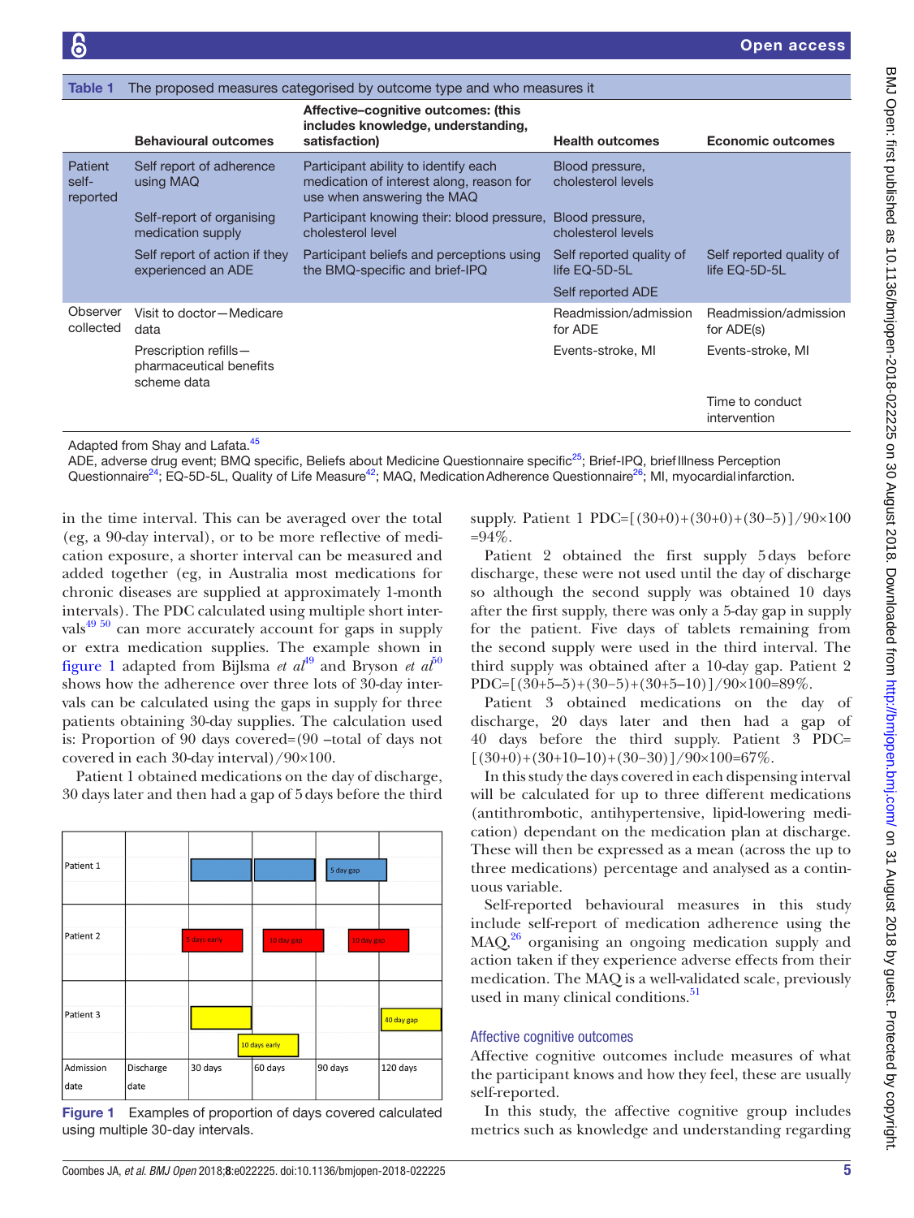**Table 1** The proposed measures categorised by outcome type and who measures it

| | Behavioural outcomes | Affective–cognitive outcomes: (this includes knowledge, understanding, satisfaction) | Health outcomes | Economic outcomes |
|---|---|---|---|---|
| Patient self-reported | Self report of adherence using MAQ | Participant ability to identify each medication of interest along, reason for use when answering the MAQ | Blood pressure, cholesterol levels | |
| | Self-report of organising medication supply | Participant knowing their: blood pressure, cholesterol level | Blood pressure, cholesterol levels | |
| | Self report of action if they experienced an ADE | Participant beliefs and perceptions using the BMQ-specific and brief-IPQ | Self reported quality of life EQ-5D-5L | Self reported quality of life EQ-5D-5L |
| | | | Self reported ADE | |
| Observer collected | Visit to doctor—Medicare data | | Readmission/admission for ADE | Readmission/admission for ADE(s) |
| | Prescription refills—pharmaceutical benefits scheme data | | Events-stroke, MI | Events-stroke, MI |
| | | | | Time to conduct intervention |

Adapted from Shay and Lafata.[45]
ADE, adverse drug event; BMQ specific, Beliefs about Medicine Questionnaire specific[25]; Brief-IPQ, brief Illness Perception Questionnaire[24]; EQ-5D-5L, Quality of Life Measure[42]; MAQ, Medication Adherence Questionnaire[26]; MI, myocardial infarction.

in the time interval. This can be averaged over the total (eg, a 90-day interval), or to be more reflective of medication exposure, a shorter interval can be measured and added together (eg, in Australia most medications for chronic diseases are supplied at approximately 1-month intervals). The PDC calculated using multiple short intervals[49 50] can more accurately account for gaps in supply or extra medication supplies. The example shown in figure 1 adapted from Bijlsma *et al*[49] and Bryson *et al*[50] shows how the adherence over three lots of 30-day intervals can be calculated using the gaps in supply for three patients obtaining 30-day supplies. The calculation used is: Proportion of 90 days covered=(90 –total of days not covered in each 30-day interval)/90×100.

Patient 1 obtained medications on the day of discharge, 30 days later and then had a gap of 5 days before the third

Figure 1 Examples of proportion of days covered calculated using multiple 30-day intervals.

supply. Patient 1 PDC=[(30+0)+(30+0)+(30–5)]/90×100 =94%.

Patient 2 obtained the first supply 5 days before discharge, these were not used until the day of discharge so although the second supply was obtained 10 days after the first supply, there was only a 5-day gap in supply for the patient. Five days of tablets remaining from the second supply were used in the third interval. The third supply was obtained after a 10-day gap. Patient 2 PDC=[(30+5–5)+(30–5)+(30+5–10)]/90×100=89%.

Patient 3 obtained medications on the day of discharge, 20 days later and then had a gap of 40 days before the third supply. Patient 3 PDC=[(30+0)+(30+10–10)+(30–30)]/90×100=67%.

In this study the days covered in each dispensing interval will be calculated for up to three different medications (antithrombotic, antihypertensive, lipid-lowering medication) dependant on the medication plan at discharge. These will then be expressed as a mean (across the up to three medications) percentage and analysed as a continuous variable.

Self-reported behavioural measures in this study include self-report of medication adherence using the MAQ,[26] organising an ongoing medication supply and action taken if they experience adverse effects from their medication. The MAQ is a well-validated scale, previously used in many clinical conditions.[51]

### Affective cognitive outcomes

Affective cognitive outcomes include measures of what the participant knows and how they feel, these are usually self-reported.

In this study, the affective cognitive group includes metrics such as knowledge and understanding regarding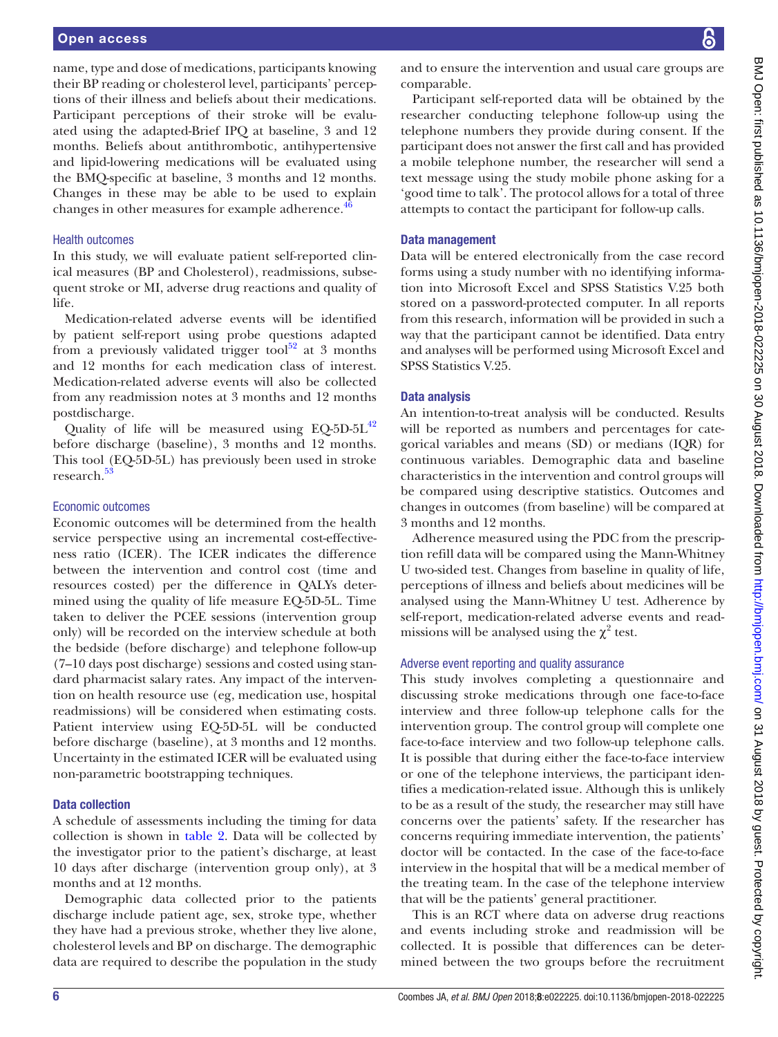name, type and dose of medications, participants knowing their BP reading or cholesterol level, participants' perceptions of their illness and beliefs about their medications. Participant perceptions of their stroke will be evaluated using the adapted-Brief IPQ at baseline, 3 and 12 months. Beliefs about antithrombotic, antihypertensive and lipid-lowering medications will be evaluated using the BMQ-specific at baseline, 3 months and 12 months. Changes in these may be able to be used to explain changes in other measures for example adherence.[46]

### Health outcomes

In this study, we will evaluate patient self-reported clinical measures (BP and Cholesterol), readmissions, subsequent stroke or MI, adverse drug reactions and quality of life.

Medication-related adverse events will be identified by patient self-report using probe questions adapted from a previously validated trigger tool[52] at 3 months and 12 months for each medication class of interest. Medication-related adverse events will also be collected from any readmission notes at 3 months and 12 months postdischarge.

Quality of life will be measured using EQ-5D-5L[42] before discharge (baseline), 3 months and 12 months. This tool (EQ-5D-5L) has previously been used in stroke research.[53]

### Economic outcomes

Economic outcomes will be determined from the health service perspective using an incremental cost-effectiveness ratio (ICER). The ICER indicates the difference between the intervention and control cost (time and resources costed) per the difference in QALYs determined using the quality of life measure EQ-5D-5L. Time taken to deliver the PCEE sessions (intervention group only) will be recorded on the interview schedule at both the bedside (before discharge) and telephone follow-up (7–10 days post discharge) sessions and costed using standard pharmacist salary rates. Any impact of the intervention on health resource use (eg, medication use, hospital readmissions) will be considered when estimating costs. Patient interview using EQ-5D-5L will be conducted before discharge (baseline), at 3 months and 12 months. Uncertainty in the estimated ICER will be evaluated using non-parametric bootstrapping techniques.

## Data collection

A schedule of assessments including the timing for data collection is shown in table 2. Data will be collected by the investigator prior to the patient's discharge, at least 10 days after discharge (intervention group only), at 3 months and at 12 months.

Demographic data collected prior to the patients discharge include patient age, sex, stroke type, whether they have had a previous stroke, whether they live alone, cholesterol levels and BP on discharge. The demographic data are required to describe the population in the study and to ensure the intervention and usual care groups are comparable.

Participant self-reported data will be obtained by the researcher conducting telephone follow-up using the telephone numbers they provide during consent. If the participant does not answer the first call and has provided a mobile telephone number, the researcher will send a text message using the study mobile phone asking for a 'good time to talk'. The protocol allows for a total of three attempts to contact the participant for follow-up calls.

## Data management

Data will be entered electronically from the case record forms using a study number with no identifying information into Microsoft Excel and SPSS Statistics V.25 both stored on a password-protected computer. In all reports from this research, information will be provided in such a way that the participant cannot be identified. Data entry and analyses will be performed using Microsoft Excel and SPSS Statistics V.25.

## Data analysis

An intention-to-treat analysis will be conducted. Results will be reported as numbers and percentages for categorical variables and means (SD) or medians (IQR) for continuous variables. Demographic data and baseline characteristics in the intervention and control groups will be compared using descriptive statistics. Outcomes and changes in outcomes (from baseline) will be compared at 3 months and 12 months.

Adherence measured using the PDC from the prescription refill data will be compared using the Mann-Whitney U two-sided test. Changes from baseline in quality of life, perceptions of illness and beliefs about medicines will be analysed using the Mann-Whitney U test. Adherence by self-report, medication-related adverse events and readmissions will be analysed using the $\chi^2$ test.

### Adverse event reporting and quality assurance

This study involves completing a questionnaire and discussing stroke medications through one face-to-face interview and three follow-up telephone calls for the intervention group. The control group will complete one face-to-face interview and two follow-up telephone calls. It is possible that during either the face-to-face interview or one of the telephone interviews, the participant identifies a medication-related issue. Although this is unlikely to be as a result of the study, the researcher may still have concerns over the patients' safety. If the researcher has concerns requiring immediate intervention, the patients' doctor will be contacted. In the case of the face-to-face interview in the hospital that will be a medical member of the treating team. In the case of the telephone interview that will be the patients' general practitioner.

This is an RCT where data on adverse drug reactions and events including stroke and readmission will be collected. It is possible that differences can be determined between the two groups before the recruitment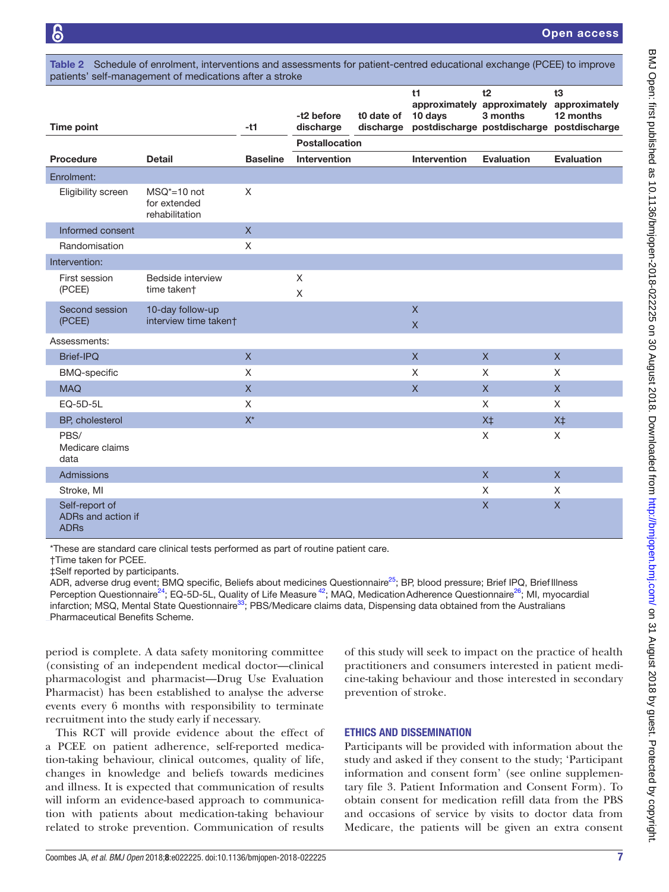Table 2 Schedule of enrolment, interventions and assessments for patient-centred educational exchange (PCEE) to improve patients' self-management of medications after a stroke

| Time point | | -t1 | -t2 before discharge | t0 date of discharge | t1 approximately 10 days postdischarge | t2 approximately 3 months postdischarge | t3 approximately 12 months postdischarge |
|---|---|---|---|---|---|---|---|
| | | | Postallocation | | | | |
| **Procedure** | **Detail** | **Baseline** | **Intervention** | | **Intervention** | **Evaluation** | **Evaluation** |
| Enrolment: | | | | | | | |
| Eligibility screen | MSQ*=10 not for extended rehabilitation | X | | | | | |
| Informed consent | | X | | | | | |
| Randomisation | | X | | | | | |
| Intervention: | | | | | | | |
| First session (PCEE) | Bedside interview time taken† | | X<br>X | | | | |
| Second session (PCEE) | 10-day follow-up interview time taken† | | | | X<br>X | | |
| Assessments: | | | | | | | |
| Brief-IPQ | | X | | | X | X | X |
| BMQ-specific | | X | | | X | X | X |
| MAQ | | X | | | X | X | X |
| EQ-5D-5L | | X | | | | X | X |
| BP, cholesterol | | X* | | | | X‡ | X‡ |
| PBS/ Medicare claims data | | | | | | X | X |
| Admissions | | | | | | X | X |
| Stroke, MI | | | | | | X | X |
| Self-report of ADRs and action if ADRs | | | | | | X | X |

*These are standard care clinical tests performed as part of routine patient care.
†Time taken for PCEE.
‡Self reported by participants.
ADR, adverse drug event; BMQ specific, Beliefs about medicines Questionnaire[25]; BP, blood pressure; Brief IPQ, Brief Illness Perception Questionnaire[24]; EQ-5D-5L, Quality of Life Measure [42]; MAQ, Medication Adherence Questionnaire[26]; MI, myocardial infarction; MSQ, Mental State Questionnaire[33]; PBS/Medicare claims data, Dispensing data obtained from the Australians Pharmaceutical Benefits Scheme.

period is complete. A data safety monitoring committee (consisting of an independent medical doctor—clinical pharmacologist and pharmacist—Drug Use Evaluation Pharmacist) has been established to analyse the adverse events every 6 months with responsibility to terminate recruitment into the study early if necessary.

This RCT will provide evidence about the effect of a PCEE on patient adherence, self-reported medication-taking behaviour, clinical outcomes, quality of life, changes in knowledge and beliefs towards medicines and illness. It is expected that communication of results will inform an evidence-based approach to communication with patients about medication-taking behaviour related to stroke prevention. Communication of results of this study will seek to impact on the practice of health practitioners and consumers interested in patient medicine-taking behaviour and those interested in secondary prevention of stroke.

## ETHICS AND DISSEMINATION

Participants will be provided with information about the study and asked if they consent to the study; 'Participant information and consent form' (see online supplementary file 3. Patient Information and Consent Form). To obtain consent for medication refill data from the PBS and occasions of service by visits to doctor data from Medicare, the patients will be given an extra consent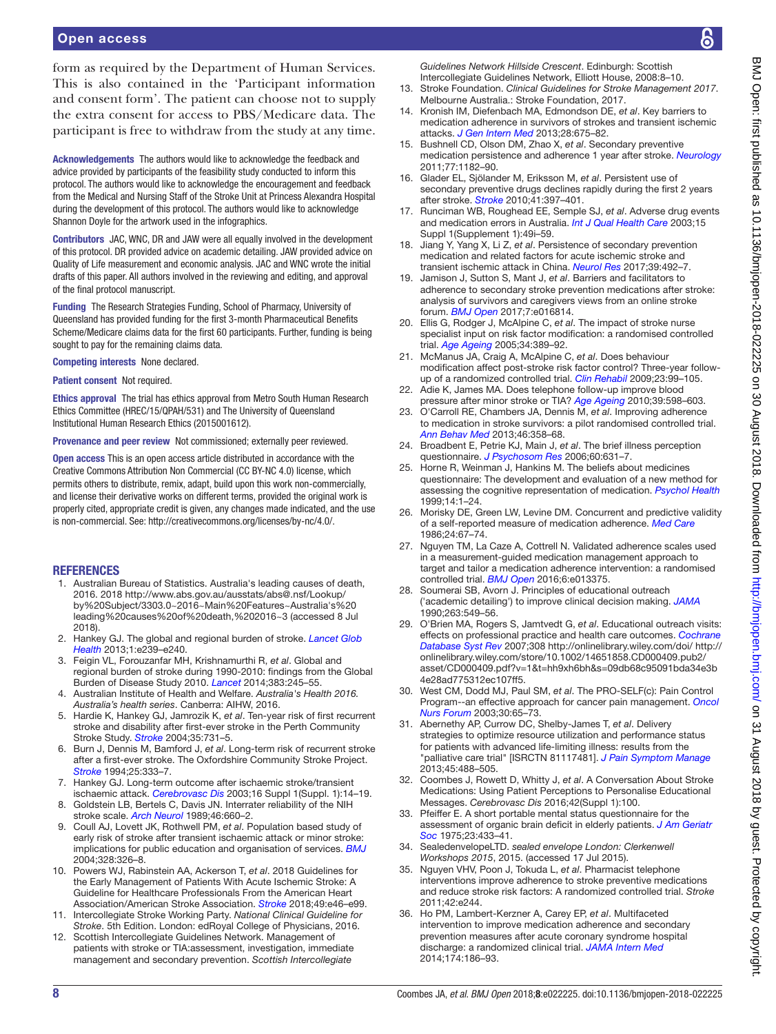form as required by the Department of Human Services. This is also contained in the 'Participant information and consent form'. The patient can choose not to supply the extra consent for access to PBS/Medicare data. The participant is free to withdraw from the study at any time.

**Acknowledgements** The authors would like to acknowledge the feedback and advice provided by participants of the feasibility study conducted to inform this protocol. The authors would like to acknowledge the encouragement and feedback from the Medical and Nursing Staff of the Stroke Unit at Princess Alexandra Hospital during the development of this protocol. The authors would like to acknowledge Shannon Doyle for the artwork used in the infographics.

**Contributors** JAC, WNC, DR and JAW were all equally involved in the development of this protocol. DR provided advice on academic detailing. JAW provided advice on Quality of Life measurement and economic analysis. JAC and WNC wrote the initial drafts of this paper. All authors involved in the reviewing and editing, and approval of the final protocol manuscript.

**Funding** The Research Strategies Funding, School of Pharmacy, University of Queensland has provided funding for the first 3-month Pharmaceutical Benefits Scheme/Medicare claims data for the first 60 participants. Further, funding is being sought to pay for the remaining claims data.

**Competing interests** None declared.

**Patient consent** Not required.

**Ethics approval** The trial has ethics approval from Metro South Human Research Ethics Committee (HREC/15/QPAH/531) and The University of Queensland Institutional Human Research Ethics (2015001612).

**Provenance and peer review** Not commissioned; externally peer reviewed.

**Open access** This is an open access article distributed in accordance with the Creative Commons Attribution Non Commercial (CC BY-NC 4.0) license, which permits others to distribute, remix, adapt, build upon this work non-commercially, and license their derivative works on different terms, provided the original work is properly cited, appropriate credit is given, any changes made indicated, and the use is non-commercial. See: http://creativecommons.org/licenses/by-nc/4.0/.

## REFERENCES

1. Australian Bureau of Statistics. Australia's leading causes of death, 2016. 2018 http://www.abs.gov.au/ausstats/abs@.nsf/Lookup/by%20Subject/3303.0~2016~Main%20Features~Australia's%20leading%20causes%20of%20death,%202016~3 (accessed 8 Jul 2018).
2. Hankey GJ. The global and regional burden of stroke. *Lancet Glob Health* 2013;1:e239–e240.
3. Feigin VL, Forouzanfar MH, Krishnamurthi R, *et al*. Global and regional burden of stroke during 1990-2010: findings from the Global Burden of Disease Study 2010. *Lancet* 2014;383:245–55.
4. Australian Institute of Health and Welfare. *Australia's Health 2016. Australia's health series*. Canberra: AIHW, 2016.
5. Hardie K, Hankey GJ, Jamrozik K, *et al*. Ten-year risk of first recurrent stroke and disability after first-ever stroke in the Perth Community Stroke Study. *Stroke* 2004;35:731–5.
6. Burn J, Dennis M, Bamford J, *et al*. Long-term risk of recurrent stroke after a first-ever stroke. The Oxfordshire Community Stroke Project. *Stroke* 1994;25:333–7.
7. Hankey GJ. Long-term outcome after ischaemic stroke/transient ischaemic attack. *Cerebrovasc Dis* 2003;16 Suppl 1(Suppl. 1):14–19.
8. Goldstein LB, Bertels C, Davis JN. Interrater reliability of the NIH stroke scale. *Arch Neurol* 1989;46:660–2.
9. Coull AJ, Lovett JK, Rothwell PM, *et al*. Population based study of early risk of stroke after transient ischaemic attack or minor stroke: implications for public education and organisation of services. *BMJ* 2004;328:326–8.
10. Powers WJ, Rabinstein AA, Ackerson T, *et al*. 2018 Guidelines for the Early Management of Patients With Acute Ischemic Stroke: A Guideline for Healthcare Professionals From the American Heart Association/American Stroke Association. *Stroke* 2018;49:e46–e99.
11. Intercollegiate Stroke Working Party. *National Clinical Guideline for Stroke*. 5th Edition. London: edRoyal College of Physicians, 2016.
12. Scottish Intercollegiate Guidelines Network. Management of patients with stroke or TIA:assessment, investigation, immediate management and secondary prevention. *Scottish Intercollegiate Guidelines Network Hillside Crescent*. Edinburgh: Scottish Intercollegiate Guidelines Network, Elliott House, 2008:8–10.
13. Stroke Foundation. *Clinical Guidelines for Stroke Management 2017*. Melbourne Australia.: Stroke Foundation, 2017.
14. Kronish IM, Diefenbach MA, Edmondson DE, *et al*. Key barriers to medication adherence in survivors of strokes and transient ischemic attacks. *J Gen Intern Med* 2013;28:675–82.
15. Bushnell CD, Olson DM, Zhao X, *et al*. Secondary preventive medication persistence and adherence 1 year after stroke. *Neurology* 2011;77:1182–90.
16. Glader EL, Sjölander M, Eriksson M, *et al*. Persistent use of secondary preventive drugs declines rapidly during the first 2 years after stroke. *Stroke* 2010;41:397–401.
17. Runciman WB, Roughead EE, Semple SJ, *et al*. Adverse drug events and medication errors in Australia. *Int J Qual Health Care* 2003;15 Suppl 1(Supplement 1):49i–59.
18. Jiang Y, Yang X, Li Z, *et al*. Persistence of secondary prevention medication and related factors for acute ischemic stroke and transient ischemic attack in China. *Neurol Res* 2017;39:492–7.
19. Jamison J, Sutton S, Mant J, *et al*. Barriers and facilitators to adherence to secondary stroke prevention medications after stroke: analysis of survivors and caregivers views from an online stroke forum. *BMJ Open* 2017;7:e016814.
20. Ellis G, Rodger J, McAlpine C, *et al*. The impact of stroke nurse specialist input on risk factor modification: a randomised controlled trial. *Age Ageing* 2005;34:389–92.
21. McManus JA, Craig A, McAlpine C, *et al*. Does behaviour modification affect post-stroke risk factor control? Three-year follow-up of a randomized controlled trial. *Clin Rehabil* 2009;23:99–105.
22. Adie K, James MA. Does telephone follow-up improve blood pressure after minor stroke or TIA? *Age Ageing* 2010;39:598–603.
23. O'Carroll RE, Chambers JA, Dennis M, *et al*. Improving adherence to medication in stroke survivors: a pilot randomised controlled trial. *Ann Behav Med* 2013;46:358–68.
24. Broadbent E, Petrie KJ, Main J, *et al*. The brief illness perception questionnaire. *J Psychosom Res* 2006;60:631–7.
25. Horne R, Weinman J, Hankins M. The beliefs about medicines questionnaire: The development and evaluation of a new method for assessing the cognitive representation of medication. *Psychol Health* 1999;14:1–24.
26. Morisky DE, Green LW, Levine DM. Concurrent and predictive validity of a self-reported measure of medication adherence. *Med Care* 1986;24:67–74.
27. Nguyen TM, La Caze A, Cottrell N. Validated adherence scales used in a measurement-guided medication management approach to target and tailor a medication adherence intervention: a randomised controlled trial. *BMJ Open* 2016;6:e013375.
28. Soumerai SB, Avorn J. Principles of educational outreach ('academic detailing') to improve clinical decision making. *JAMA* 1990;263:549–56.
29. O'Brien MA, Rogers S, Jamtvedt G, *et al*. Educational outreach visits: effects on professional practice and health care outcomes. *Cochrane Database Syst Rev* 2007;308 http://onlinelibrary.wiley.com/doi/ http://onlinelibrary.wiley.com/store/10.1002/14651858.CD000409.pub2/asset/CD000409.pdf?v=1&t=hh9xh6bh&s=09db68c95091bda34e3b4e28ad775312ec107ff5.
30. West CM, Dodd MJ, Paul SM, *et al*. The PRO-SELF(c): Pain Control Program--an effective approach for cancer pain management. *Oncol Nurs Forum* 2003;30:65–73.
31. Abernethy AP, Currow DC, Shelby-James T, *et al*. Delivery strategies to optimize resource utilization and performance status for patients with advanced life-limiting illness: results from the "palliative care trial" [ISRCTN 81117481]. *J Pain Symptom Manage* 2013;45:488–505.
32. Coombes J, Rowett D, Whitty J, *et al*. A Conversation About Stroke Medications: Using Patient Perceptions to Personalise Educational Messages. *Cerebrovasc Dis* 2016;42(Suppl 1):100.
33. Pfeiffer E. A short portable mental status questionnaire for the assessment of organic brain deficit in elderly patients. *J Am Geriatr Soc* 1975;23:433–41.
34. SealedenvelopeLTD. *sealed envelope London: Clerkenwell Workshops 2015*, 2015. (accessed 17 Jul 2015).
35. Nguyen VHV, Poon J, Tokuda L, *et al*. Pharmacist telephone interventions improve adherence to stroke preventive medications and reduce stroke risk factors: A randomized controlled trial. *Stroke* 2011;42:e244.
36. Ho PM, Lambert-Kerzner A, Carey EP, *et al*. Multifaceted intervention to improve medication adherence and secondary prevention measures after acute coronary syndrome hospital discharge: a randomized clinical trial. *JAMA Intern Med* 2014;174:186–93.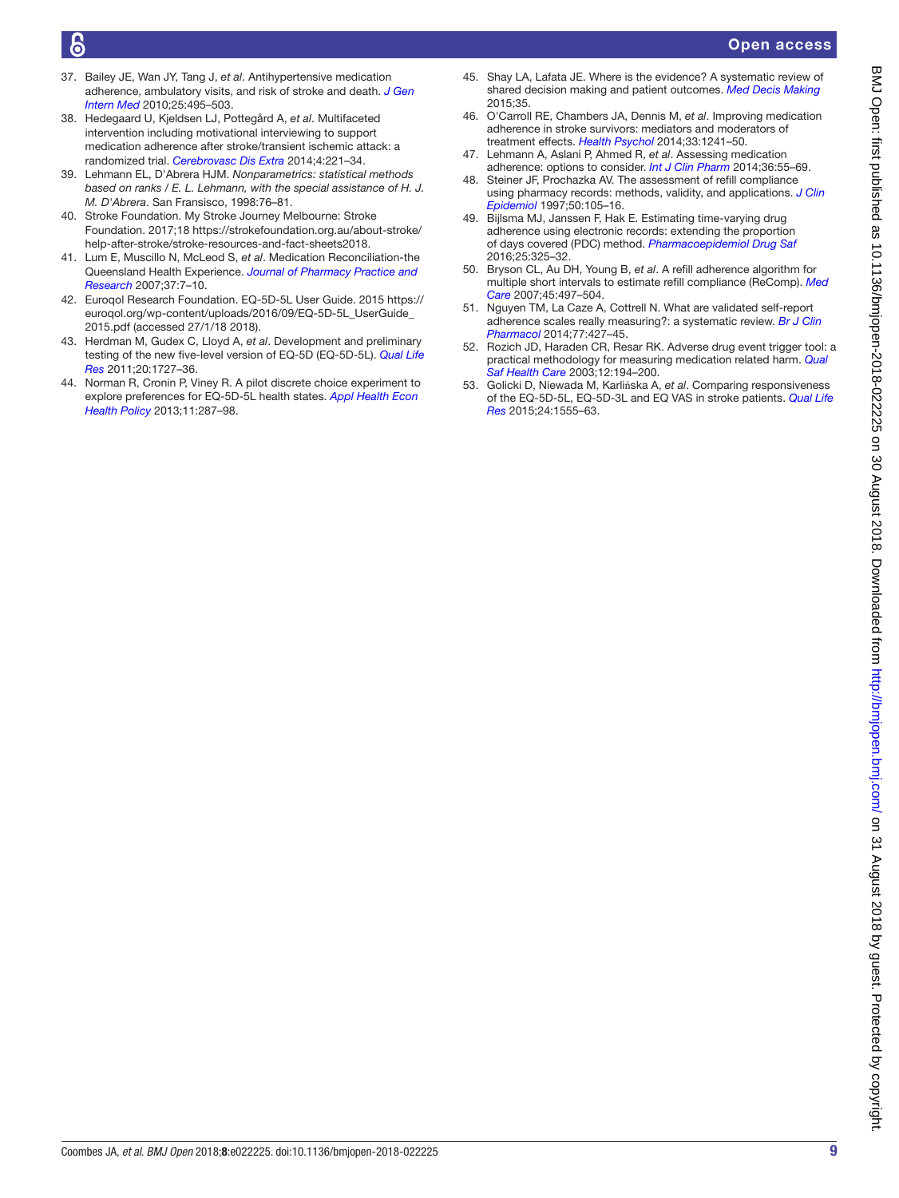37. Bailey JE, Wan JY, Tang J, *et al*. Antihypertensive medication adherence, ambulatory visits, and risk of stroke and death. *J Gen Intern Med* 2010;25:495–503.
38. Hedegaard U, Kjeldsen LJ, Pottegård A, *et al*. Multifaceted intervention including motivational interviewing to support medication adherence after stroke/transient ischemic attack: a randomized trial. *Cerebrovasc Dis Extra* 2014;4:221–34.
39. Lehmann EL, D'Abrera HJM. *Nonparametrics: statistical methods based on ranks / E. L. Lehmann, with the special assistance of H. J. M. D'Abrera*. San Fransisco, 1998:76–81.
40. Stroke Foundation. My Stroke Journey Melbourne: Stroke Foundation. 2017;18 https://strokefoundation.org.au/about-stroke/help-after-stroke/stroke-resources-and-fact-sheets2018.
41. Lum E, Muscillo N, McLeod S, *et al*. Medication Reconciliation-the Queensland Health Experience. *Journal of Pharmacy Practice and Research* 2007;37:7–10.
42. Euroqol Research Foundation. EQ-5D-5L User Guide. 2015 https://euroqol.org/wp-content/uploads/2016/09/EQ-5D-5L_UserGuide_2015.pdf (accessed 27/1/18 2018).
43. Herdman M, Gudex C, Lloyd A, *et al*. Development and preliminary testing of the new five-level version of EQ-5D (EQ-5D-5L). *Qual Life Res* 2011;20:1727–36.
44. Norman R, Cronin P, Viney R. A pilot discrete choice experiment to explore preferences for EQ-5D-5L health states. *Appl Health Econ Health Policy* 2013;11:287–98.
45. Shay LA, Lafata JE. Where is the evidence? A systematic review of shared decision making and patient outcomes. *Med Decis Making* 2015;35.
46. O'Carroll RE, Chambers JA, Dennis M, *et al*. Improving medication adherence in stroke survivors: mediators and moderators of treatment effects. *Health Psychol* 2014;33:1241–50.
47. Lehmann A, Aslani P, Ahmed R, *et al*. Assessing medication adherence: options to consider. *Int J Clin Pharm* 2014;36:55–69.
48. Steiner JF, Prochazka AV. The assessment of refill compliance using pharmacy records: methods, validity, and applications. *J Clin Epidemiol* 1997;50:105–16.
49. Bijlsma MJ, Janssen F, Hak E. Estimating time-varying drug adherence using electronic records: extending the proportion of days covered (PDC) method. *Pharmacoepidemiol Drug Saf* 2016;25:325–32.
50. Bryson CL, Au DH, Young B, *et al*. A refill adherence algorithm for multiple short intervals to estimate refill compliance (ReComp). *Med Care* 2007;45:497–504.
51. Nguyen TM, La Caze A, Cottrell N. What are validated self-report adherence scales really measuring?: a systematic review. *Br J Clin Pharmacol* 2014;77:427–45.
52. Rozich JD, Haraden CR, Resar RK. Adverse drug event trigger tool: a practical methodology for measuring medication related harm. *Qual Saf Health Care* 2003;12:194–200.
53. Golicki D, Niewada M, Karlińska A, *et al*. Comparing responsiveness of the EQ-5D-5L, EQ-5D-3L and EQ VAS in stroke patients. *Qual Life Res* 2015;24:1555–63.